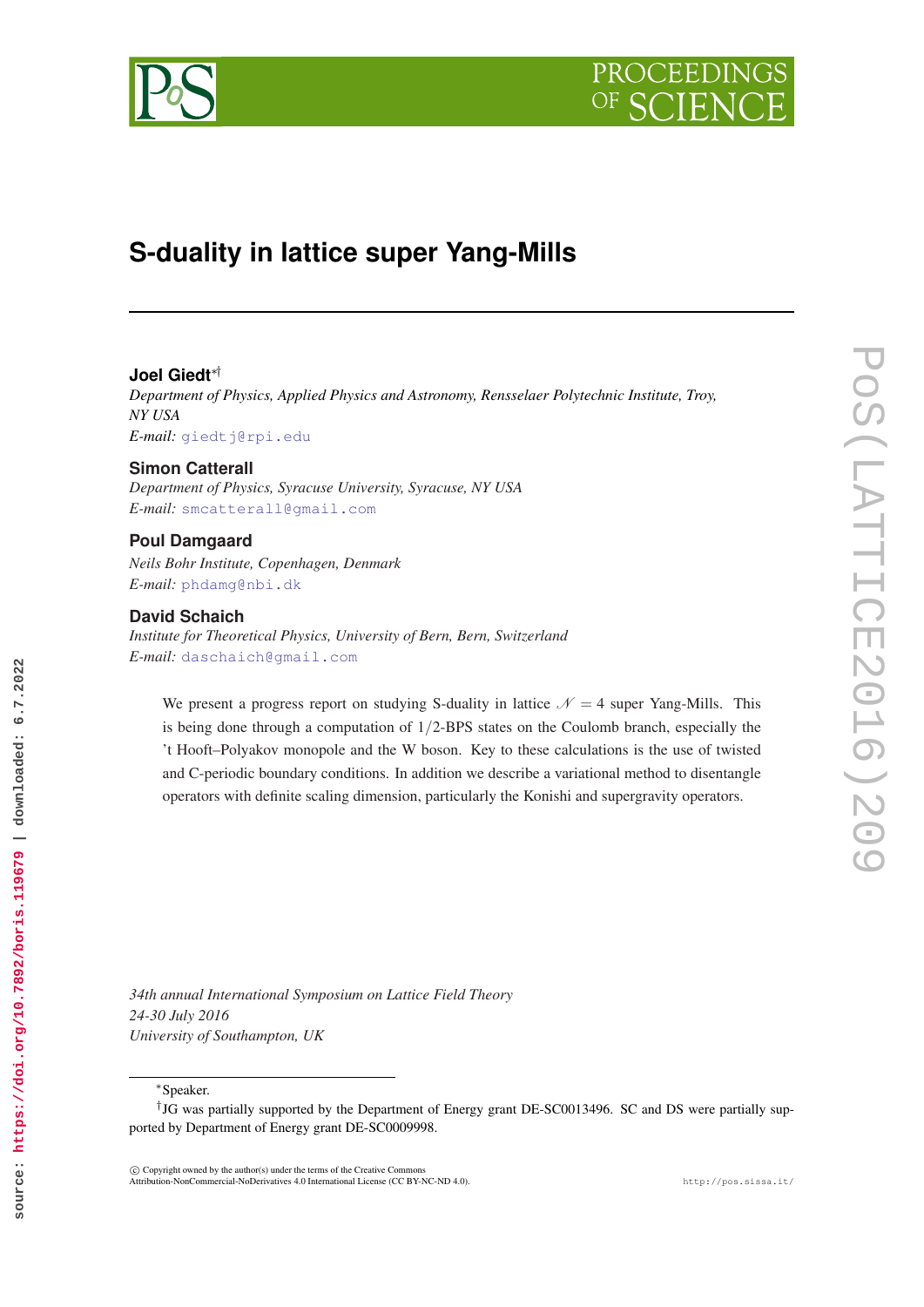# S-duality in lattice super Yang-Mills

**Joel Giedt**[*†]

*Department of Physics, Applied Physics and Astronomy, Rensselaer Polytechnic Institute, Troy, NY USA*

*E-mail:* giedtj@rpi.edu

**Simon Catterall**

*Department of Physics, Syracuse University, Syracuse, NY USA*

*E-mail:* smcatterall@gmail.com

**Poul Damgaard**

*Neils Bohr Institute, Copenhagen, Denmark*

*E-mail:* phdamg@nbi.dk

**David Schaich**

*Institute for Theoretical Physics, University of Bern, Bern, Switzerland*

*E-mail:* daschaich@gmail.com

We present a progress report on studying S-duality in lattice $\mathcal{N} = 4$ super Yang-Mills. This is being done through a computation of $1/2$-BPS states on the Coulomb branch, especially the 't Hooft–Polyakov monopole and the W boson. Key to these calculations is the use of twisted and C-periodic boundary conditions. In addition we describe a variational method to disentangle operators with definite scaling dimension, particularly the Konishi and supergravity operators.

*34th annual International Symposium on Lattice Field Theory*
*24-30 July 2016*
*University of Southampton, UK*

[*] Speaker.

[†] JG was partially supported by the Department of Energy grant DE-SC0013496. SC and DS were partially supported by Department of Energy grant DE-SC0009998.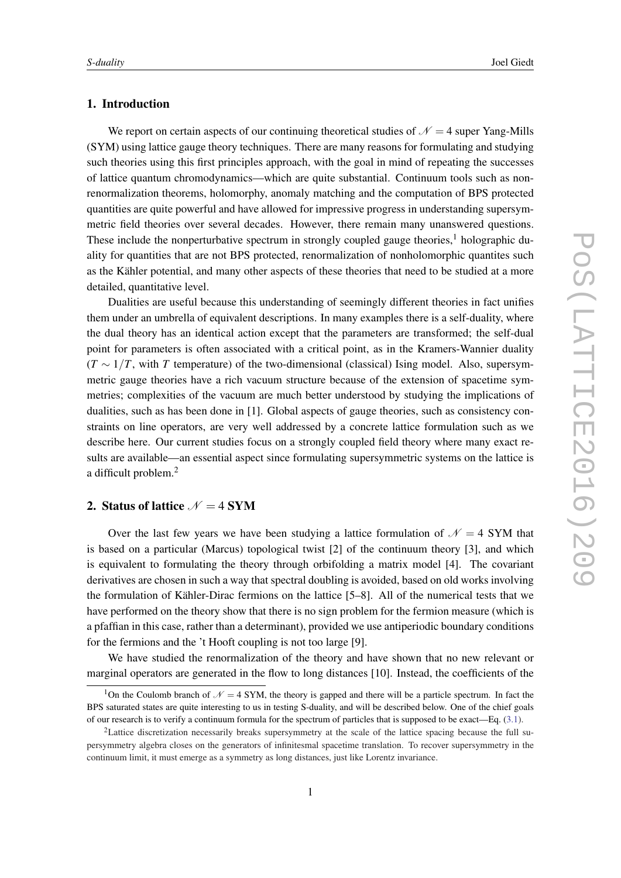## 1. Introduction

We report on certain aspects of our continuing theoretical studies of $\mathcal{N} = 4$ super Yang-Mills (SYM) using lattice gauge theory techniques. There are many reasons for formulating and studying such theories using this first principles approach, with the goal in mind of repeating the successes of lattice quantum chromodynamics—which are quite substantial. Continuum tools such as non-renormalization theorems, holomorphy, anomaly matching and the computation of BPS protected quantities are quite powerful and have allowed for impressive progress in understanding supersymmetric field theories over several decades. However, there remain many unanswered questions. These include the nonperturbative spectrum in strongly coupled gauge theories,[1] holographic duality for quantities that are not BPS protected, renormalization of nonholomorphic quantites such as the Kähler potential, and many other aspects of these theories that need to be studied at a more detailed, quantitative level.

Dualities are useful because this understanding of seemingly different theories in fact unifies them under an umbrella of equivalent descriptions. In many examples there is a self-duality, where the dual theory has an identical action except that the parameters are transformed; the self-dual point for parameters is often associated with a critical point, as in the Kramers-Wannier duality ($T \sim 1/T$, with $T$ temperature) of the two-dimensional (classical) Ising model. Also, supersymmetric gauge theories have a rich vacuum structure because of the extension of spacetime symmetries; complexities of the vacuum are much better understood by studying the implications of dualities, such as has been done in [1]. Global aspects of gauge theories, such as consistency constraints on line operators, are very well addressed by a concrete lattice formulation such as we describe here. Our current studies focus on a strongly coupled field theory where many exact results are available—an essential aspect since formulating supersymmetric systems on the lattice is a difficult problem.[2]

## 2. Status of lattice $\mathcal{N} = 4$ SYM

Over the last few years we have been studying a lattice formulation of $\mathcal{N} = 4$ SYM that is based on a particular (Marcus) topological twist [2] of the continuum theory [3], and which is equivalent to formulating the theory through orbifolding a matrix model [4]. The covariant derivatives are chosen in such a way that spectral doubling is avoided, based on old works involving the formulation of Kähler-Dirac fermions on the lattice [5–8]. All of the numerical tests that we have performed on the theory show that there is no sign problem for the fermion measure (which is a pfaffian in this case, rather than a determinant), provided we use antiperiodic boundary conditions for the fermions and the 't Hooft coupling is not too large [9].

We have studied the renormalization of the theory and have shown that no new relevant or marginal operators are generated in the flow to long distances [10]. Instead, the coefficients of the

[1] On the Coulomb branch of $\mathcal{N} = 4$ SYM, the theory is gapped and there will be a particle spectrum. In fact the BPS saturated states are quite interesting to us in testing S-duality, and will be described below. One of the chief goals of our research is to verify a continuum formula for the spectrum of particles that is supposed to be exact—Eq. (3.1).

[2] Lattice discretization necessarily breaks supersymmetry at the scale of the lattice spacing because the full supersymmetry algebra closes on the generators of infinitesimal spacetime translation. To recover supersymmetry in the continuum limit, it must emerge as a symmetry as long distances, just like Lorentz invariance.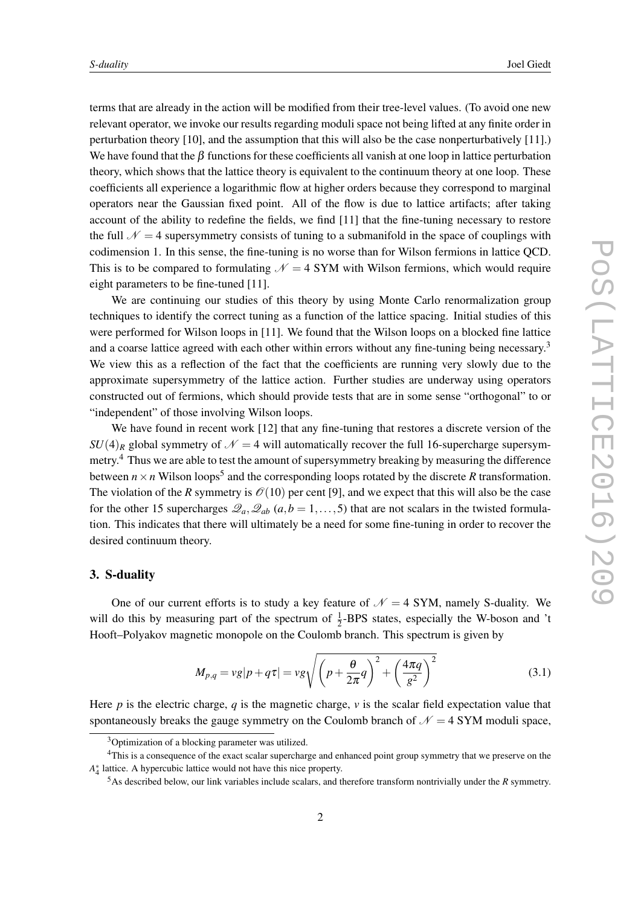terms that are already in the action will be modified from their tree-level values. (To avoid one new relevant operator, we invoke our results regarding moduli space not being lifted at any finite order in perturbation theory [10], and the assumption that this will also be the case nonperturbatively [11].) We have found that the $\beta$ functions for these coefficients all vanish at one loop in lattice perturbation theory, which shows that the lattice theory is equivalent to the continuum theory at one loop. These coefficients all experience a logarithmic flow at higher orders because they correspond to marginal operators near the Gaussian fixed point. All of the flow is due to lattice artifacts; after taking account of the ability to redefine the fields, we find [11] that the fine-tuning necessary to restore the full $\mathcal{N}=4$ supersymmetry consists of tuning to a submanifold in the space of couplings with codimension 1. In this sense, the fine-tuning is no worse than for Wilson fermions in lattice QCD. This is to be compared to formulating $\mathcal{N}=4$ SYM with Wilson fermions, which would require eight parameters to be fine-tuned [11].

We are continuing our studies of this theory by using Monte Carlo renormalization group techniques to identify the correct tuning as a function of the lattice spacing. Initial studies of this were performed for Wilson loops in [11]. We found that the Wilson loops on a blocked fine lattice and a coarse lattice agreed with each other within errors without any fine-tuning being necessary.[3] We view this as a reflection of the fact that the coefficients are running very slowly due to the approximate supersymmetry of the lattice action. Further studies are underway using operators constructed out of fermions, which should provide tests that are in some sense "orthogonal" to or "independent" of those involving Wilson loops.

We have found in recent work [12] that any fine-tuning that restores a discrete version of the $SU(4)_R$ global symmetry of $\mathcal{N}=4$ will automatically recover the full 16-supercharge supersymmetry.[4] Thus we are able to test the amount of supersymmetry breaking by measuring the difference between $n\times n$ Wilson loops[5] and the corresponding loops rotated by the discrete $R$ transformation. The violation of the $R$ symmetry is $\mathcal{O}(10)$ per cent [9], and we expect that this will also be the case for the other 15 supercharges $\mathcal{Q}_a, \mathcal{Q}_{ab}$ $(a,b=1,\ldots,5)$ that are not scalars in the twisted formulation. This indicates that there will ultimately be a need for some fine-tuning in order to recover the desired continuum theory.

## 3. S-duality

One of our current efforts is to study a key feature of $\mathcal{N}=4$ SYM, namely S-duality. We will do this by measuring part of the spectrum of $\frac{1}{2}$-BPS states, especially the W-boson and 't Hooft–Polyakov magnetic monopole on the Coulomb branch. This spectrum is given by

$$M_{p,q} = vg|p+q\tau| = vg\sqrt{\left(p+\frac{\theta}{2\pi}q\right)^2+\left(\frac{4\pi q}{g^2}\right)^2} \tag{3.1}$$

Here $p$ is the electric charge, $q$ is the magnetic charge, $v$ is the scalar field expectation value that spontaneously breaks the gauge symmetry on the Coulomb branch of $\mathcal{N}=4$ SYM moduli space,

[3] Optimization of a blocking parameter was utilized.

[4] This is a consequence of the exact scalar supercharge and enhanced point group symmetry that we preserve on the $A_4^*$ lattice. A hypercubic lattice would not have this nice property.

[5] As described below, our link variables include scalars, and therefore transform nontrivially under the $R$ symmetry.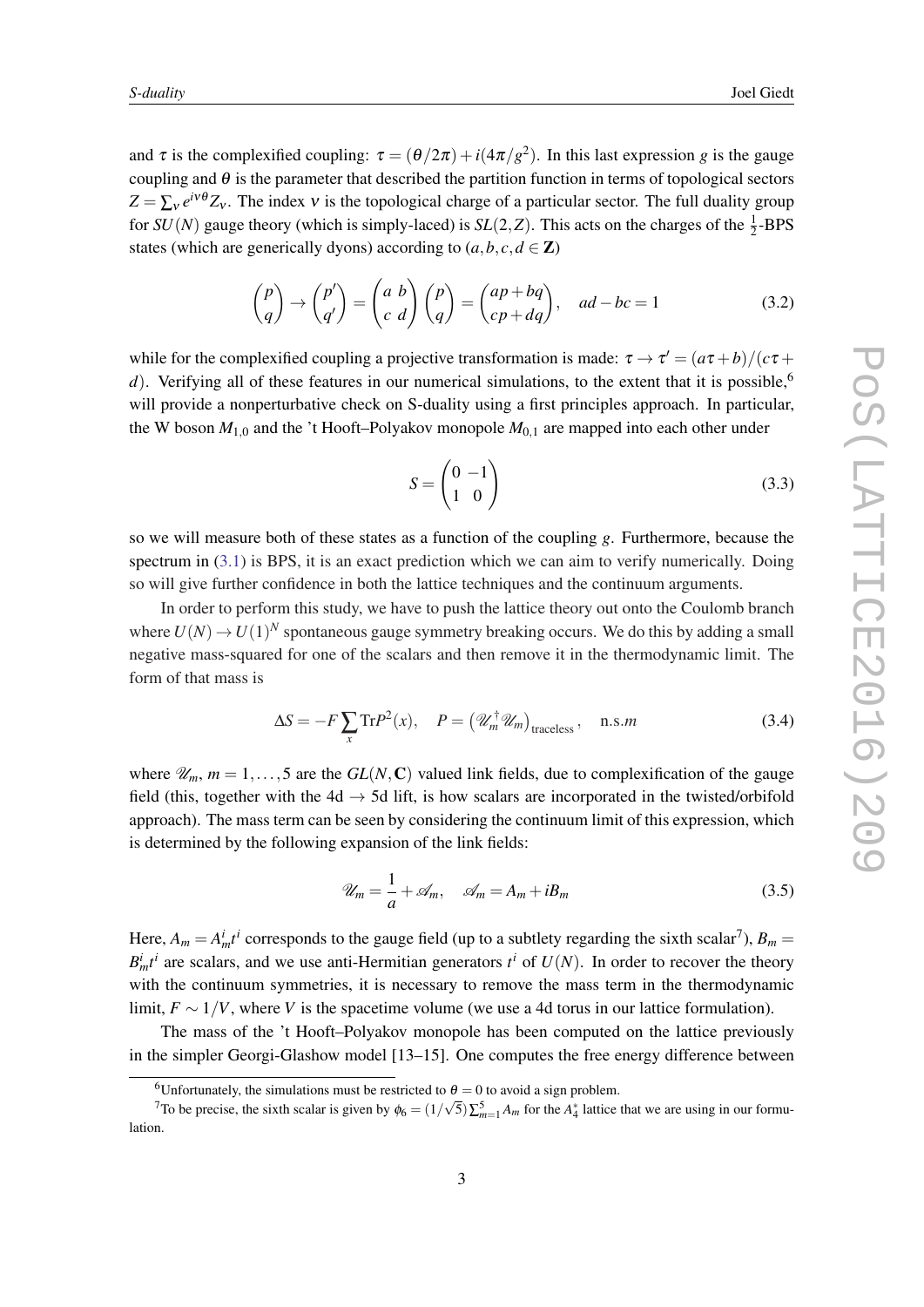and $\tau$ is the complexified coupling: $\tau = (\theta/2\pi) + i(4\pi/g^2)$. In this last expression $g$ is the gauge coupling and $\theta$ is the parameter that described the partition function in terms of topological sectors $Z = \sum_\nu e^{i\nu\theta} Z_\nu$. The index $\nu$ is the topological charge of a particular sector. The full duality group for $SU(N)$ gauge theory (which is simply-laced) is $SL(2,Z)$. This acts on the charges of the $\frac{1}{2}$-BPS states (which are generically dyons) according to ($a,b,c,d \in \mathbf{Z}$)

$$
\begin{pmatrix} p \\ q \end{pmatrix} \to \begin{pmatrix} p' \\ q' \end{pmatrix} = \begin{pmatrix} a & b \\ c & d \end{pmatrix} \begin{pmatrix} p \\ q \end{pmatrix} = \begin{pmatrix} ap+bq \\ cp+dq \end{pmatrix}, \quad ad - bc = 1 \tag{3.2}
$$

while for the complexified coupling a projective transformation is made: $\tau \to \tau' = (a\tau + b)/(c\tau + d)$. Verifying all of these features in our numerical simulations, to the extent that it is possible,[6] will provide a nonperturbative check on S-duality using a first principles approach. In particular, the W boson $M_{1,0}$ and the 't Hooft–Polyakov monopole $M_{0,1}$ are mapped into each other under

$$
S = \begin{pmatrix} 0 & -1 \\ 1 & 0 \end{pmatrix} \tag{3.3}
$$

so we will measure both of these states as a function of the coupling $g$. Furthermore, because the spectrum in (3.1) is BPS, it is an exact prediction which we can aim to verify numerically. Doing so will give further confidence in both the lattice techniques and the continuum arguments.

In order to perform this study, we have to push the lattice theory out onto the Coulomb branch where $U(N) \to U(1)^N$ spontaneous gauge symmetry breaking occurs. We do this by adding a small negative mass-squared for one of the scalars and then remove it in the thermodynamic limit. The form of that mass is

$$
\Delta S = -F \sum_x \mathrm{Tr} P^2(x), \quad P = \left( \mathscr{U}_m^\dagger \mathscr{U}_m \right)_{\text{traceless}}, \quad \text{n.s.} m \tag{3.4}
$$

where $\mathscr{U}_m$, $m = 1, \ldots, 5$ are the $GL(N, \mathbf{C})$ valued link fields, due to complexification of the gauge field (this, together with the 4d $\to$ 5d lift, is how scalars are incorporated in the twisted/orbifold approach). The mass term can be seen by considering the continuum limit of this expression, which is determined by the following expansion of the link fields:

$$
\mathscr{U}_m = \frac{1}{a} + \mathscr{A}_m, \quad \mathscr{A}_m = A_m + iB_m \tag{3.5}
$$

Here, $A_m = A_m^i t^i$ corresponds to the gauge field (up to a subtlety regarding the sixth scalar[7]), $B_m = B_m^i t^i$ are scalars, and we use anti-Hermitian generators $t^i$ of $U(N)$. In order to recover the theory with the continuum symmetries, it is necessary to remove the mass term in the thermodynamic limit, $F \sim 1/V$, where $V$ is the spacetime volume (we use a 4d torus in our lattice formulation).

The mass of the 't Hooft–Polyakov monopole has been computed on the lattice previously in the simpler Georgi-Glashow model [13–15]. One computes the free energy difference between

[6] Unfortunately, the simulations must be restricted to $\theta = 0$ to avoid a sign problem.

[7] To be precise, the sixth scalar is given by $\phi_6 = (1/\sqrt{5}) \sum_{m=1}^{5} A_m$ for the $A_4^*$ lattice that we are using in our formulation.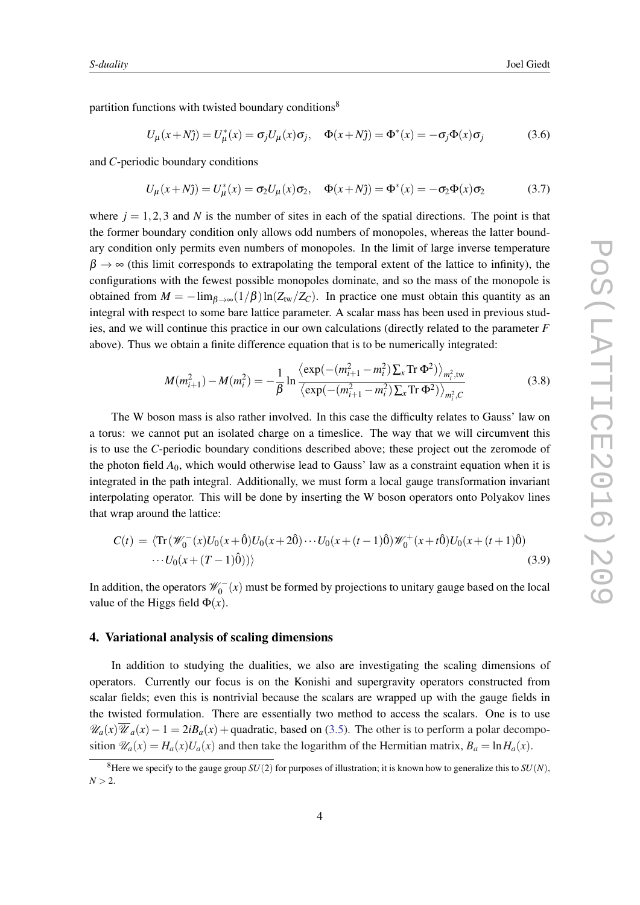partition functions with twisted boundary conditions[8]

$$U_\mu(x+N\hat{j}) = U_\mu^*(x) = \sigma_j U_\mu(x)\sigma_j, \quad \Phi(x+N\hat{j}) = \Phi^*(x) = -\sigma_j \Phi(x)\sigma_j \tag{3.6}$$

and *C*-periodic boundary conditions

$$U_\mu(x+N\hat{j}) = U_\mu^*(x) = \sigma_2 U_\mu(x)\sigma_2, \quad \Phi(x+N\hat{j}) = \Phi^*(x) = -\sigma_2 \Phi(x)\sigma_2 \tag{3.7}$$

where $j = 1,2,3$ and $N$ is the number of sites in each of the spatial directions. The point is that the former boundary condition only allows odd numbers of monopoles, whereas the latter boundary condition only permits even numbers of monopoles. In the limit of large inverse temperature $\beta \to \infty$ (this limit corresponds to extrapolating the temporal extent of the lattice to infinity), the configurations with the fewest possible monopoles dominate, and so the mass of the monopole is obtained from $M = -\lim_{\beta\to\infty}(1/\beta)\ln(Z_{\text{tw}}/Z_C)$. In practice one must obtain this quantity as an integral with respect to some bare lattice parameter. A scalar mass has been used in previous studies, and we will continue this practice in our own calculations (directly related to the parameter $F$ above). Thus we obtain a finite difference equation that is to be numerically integrated:

$$M(m_{i+1}^2) - M(m_i^2) = -\frac{1}{\beta}\ln\frac{\left\langle \exp(-(m_{i+1}^2 - m_i^2)\sum_x \operatorname{Tr}\Phi^2)\right\rangle_{m_i^2,\text{tw}}}{\left\langle \exp(-(m_{i+1}^2 - m_i^2)\sum_x \operatorname{Tr}\Phi^2)\right\rangle_{m_i^2,C}} \tag{3.8}$$

The W boson mass is also rather involved. In this case the difficulty relates to Gauss' law on a torus: we cannot put an isolated charge on a timeslice. The way that we will circumvent this is to use the *C*-periodic boundary conditions described above; these project out the zeromode of the photon field $A_0$, which would otherwise lead to Gauss' law as a constraint equation when it is integrated in the path integral. Additionally, we must form a local gauge transformation invariant interpolating operator. This will be done by inserting the W boson operators onto Polyakov lines that wrap around the lattice:

$$\begin{aligned} C(t) \;=\; & \langle \operatorname{Tr}(\mathscr{W}_0^-(x)U_0(x+\hat{0})U_0(x+2\hat{0})\cdots U_0(x+(t-1)\hat{0})\mathscr{W}_0^+(x+t\hat{0})U_0(x+(t+1)\hat{0}) \\ & \cdots U_0(x+(T-1)\hat{0}))\rangle \end{aligned} \tag{3.9}$$

In addition, the operators $\mathscr{W}_0^-(x)$ must be formed by projections to unitary gauge based on the local value of the Higgs field $\Phi(x)$.

## 4. Variational analysis of scaling dimensions

In addition to studying the dualities, we also are investigating the scaling dimensions of operators. Currently our focus is on the Konishi and supergravity operators constructed from scalar fields; even this is nontrivial because the scalars are wrapped up with the gauge fields in the twisted formulation. There are essentially two method to access the scalars. One is to use $\mathscr{U}_a(x)\overline{\mathscr{U}}_a(x) - 1 = 2iB_a(x) + \text{quadratic}$, based on (3.5). The other is to perform a polar decomposition $\mathscr{U}_a(x) = H_a(x)U_a(x)$ and then take the logarithm of the Hermitian matrix, $B_a = \ln H_a(x)$.

[8] Here we specify to the gauge group $SU(2)$ for purposes of illustration; it is known how to generalize this to $SU(N)$, $N > 2$.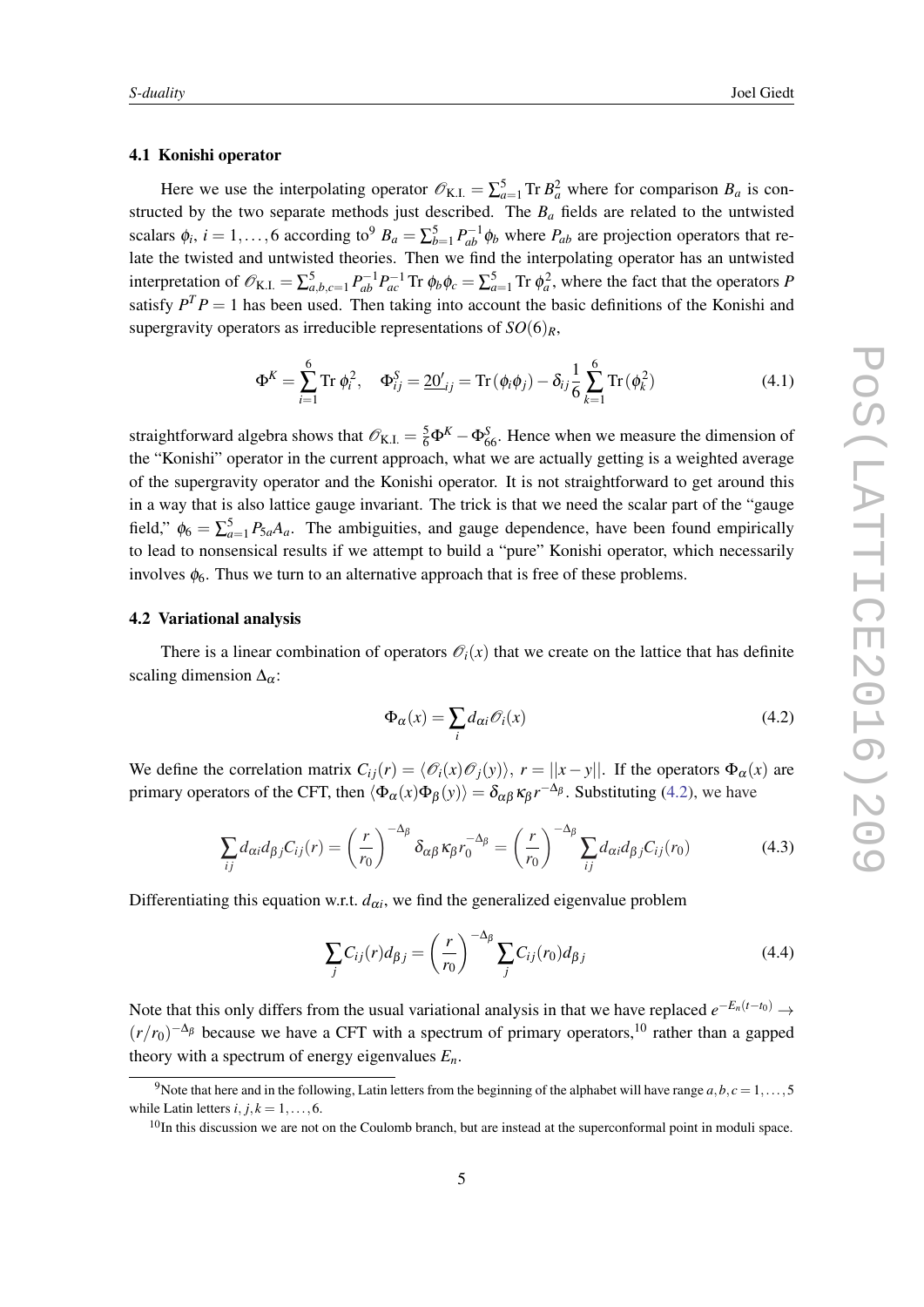### 4.1 Konishi operator

Here we use the interpolating operator $\mathcal{O}_{\text{K.I.}} = \sum_{a=1}^{5} \text{Tr}\, B_a^2$ where for comparison $B_a$ is constructed by the two separate methods just described. The $B_a$ fields are related to the untwisted scalars $\phi_i$, $i = 1, \ldots, 6$ according to[9] $B_a = \sum_{b=1}^{5} P_{ab}^{-1} \phi_b$ where $P_{ab}$ are projection operators that relate the twisted and untwisted theories. Then we find the interpolating operator has an untwisted interpretation of $\mathcal{O}_{\text{K.I.}} = \sum_{a,b,c=1}^{5} P_{ab}^{-1} P_{ac}^{-1} \text{Tr}\, \phi_b \phi_c = \sum_{a=1}^{5} \text{Tr}\, \phi_a^2$, where the fact that the operators $P$ satisfy $P^T P = 1$ has been used. Then taking into account the basic definitions of the Konishi and supergravity operators as irreducible representations of $SO(6)_R$,

$$\Phi^K = \sum_{i=1}^{6} \text{Tr}\, \phi_i^2, \quad \Phi_{ij}^S = \underline{20'}_{ij} = \text{Tr}\,(\phi_i \phi_j) - \delta_{ij} \frac{1}{6} \sum_{k=1}^{6} \text{Tr}\,(\phi_k^2) \tag{4.1}$$

straightforward algebra shows that $\mathcal{O}_{\text{K.I.}} = \frac{5}{6}\Phi^K - \Phi_{66}^S$. Hence when we measure the dimension of the "Konishi" operator in the current approach, what we are actually getting is a weighted average of the supergravity operator and the Konishi operator. It is not straightforward to get around this in a way that is also lattice gauge invariant. The trick is that we need the scalar part of the "gauge field," $\phi_6 = \sum_{a=1}^{5} P_{5a} A_a$. The ambiguities, and gauge dependence, have been found empirically to lead to nonsensical results if we attempt to build a "pure" Konishi operator, which necessarily involves $\phi_6$. Thus we turn to an alternative approach that is free of these problems.

### 4.2 Variational analysis

There is a linear combination of operators $\mathcal{O}_i(x)$ that we create on the lattice that has definite scaling dimension $\Delta_\alpha$:

$$\Phi_\alpha(x) = \sum_i d_{\alpha i} \mathcal{O}_i(x) \tag{4.2}$$

We define the correlation matrix $C_{ij}(r) = \langle \mathcal{O}_i(x) \mathcal{O}_j(y) \rangle$, $r = ||x - y||$. If the operators $\Phi_\alpha(x)$ are primary operators of the CFT, then $\langle \Phi_\alpha(x) \Phi_\beta(y) \rangle = \delta_{\alpha\beta} \kappa_\beta r^{-\Delta_\beta}$. Substituting (4.2), we have

$$\sum_{ij} d_{\alpha i} d_{\beta j} C_{ij}(r) = \left(\frac{r}{r_0}\right)^{-\Delta_\beta} \delta_{\alpha\beta} \kappa_\beta r_0^{-\Delta_\beta} = \left(\frac{r}{r_0}\right)^{-\Delta_\beta} \sum_{ij} d_{\alpha i} d_{\beta j} C_{ij}(r_0) \tag{4.3}$$

Differentiating this equation w.r.t. $d_{\alpha i}$, we find the generalized eigenvalue problem

$$\sum_j C_{ij}(r) d_{\beta j} = \left(\frac{r}{r_0}\right)^{-\Delta_\beta} \sum_j C_{ij}(r_0) d_{\beta j} \tag{4.4}$$

Note that this only differs from the usual variational analysis in that we have replaced $e^{-E_n(t-t_0)} \to (r/r_0)^{-\Delta_\beta}$ because we have a CFT with a spectrum of primary operators,[10] rather than a gapped theory with a spectrum of energy eigenvalues $E_n$.

---

[9] Note that here and in the following, Latin letters from the beginning of the alphabet will have range $a, b, c = 1, \ldots, 5$ while Latin letters $i, j, k = 1, \ldots, 6$.

[10] In this discussion we are not on the Coulomb branch, but are instead at the superconformal point in moduli space.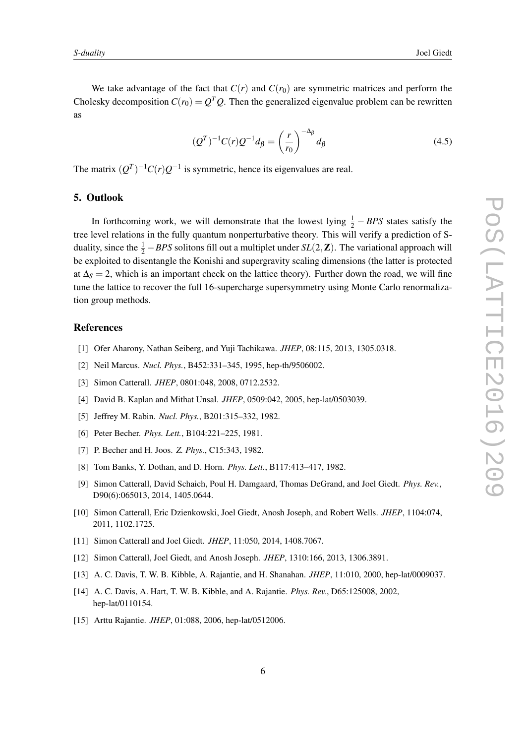We take advantage of the fact that $C(r)$ and $C(r_0)$ are symmetric matrices and perform the Cholesky decomposition $C(r_0) = Q^T Q$. Then the generalized eigenvalue problem can be rewritten as

$$(Q^T)^{-1} C(r) Q^{-1} d_\beta = \left(\frac{r}{r_0}\right)^{-\Delta_\beta} d_\beta \tag{4.5}$$

The matrix $(Q^T)^{-1} C(r) Q^{-1}$ is symmetric, hence its eigenvalues are real.

## 5. Outlook

In forthcoming work, we will demonstrate that the lowest lying $\frac{1}{2} - BPS$ states satisfy the tree level relations in the fully quantum nonperturbative theory. This will verify a prediction of S-duality, since the $\frac{1}{2} - BPS$ solitons fill out a multiplet under $SL(2, \mathbf{Z})$. The variational approach will be exploited to disentangle the Konishi and supergravity scaling dimensions (the latter is protected at $\Delta_S = 2$, which is an important check on the lattice theory). Further down the road, we will fine tune the lattice to recover the full 16-supercharge supersymmetry using Monte Carlo renormalization group methods.

## References

[1] Ofer Aharony, Nathan Seiberg, and Yuji Tachikawa. *JHEP*, 08:115, 2013, 1305.0318.

[2] Neil Marcus. *Nucl. Phys.*, B452:331–345, 1995, hep-th/9506002.

[3] Simon Catterall. *JHEP*, 0801:048, 2008, 0712.2532.

[4] David B. Kaplan and Mithat Unsal. *JHEP*, 0509:042, 2005, hep-lat/0503039.

[5] Jeffrey M. Rabin. *Nucl. Phys.*, B201:315–332, 1982.

[6] Peter Becher. *Phys. Lett.*, B104:221–225, 1981.

[7] P. Becher and H. Joos. *Z. Phys.*, C15:343, 1982.

[8] Tom Banks, Y. Dothan, and D. Horn. *Phys. Lett.*, B117:413–417, 1982.

[9] Simon Catterall, David Schaich, Poul H. Damgaard, Thomas DeGrand, and Joel Giedt. *Phys. Rev.*, D90(6):065013, 2014, 1405.0644.

[10] Simon Catterall, Eric Dzienkowski, Joel Giedt, Anosh Joseph, and Robert Wells. *JHEP*, 1104:074, 2011, 1102.1725.

[11] Simon Catterall and Joel Giedt. *JHEP*, 11:050, 2014, 1408.7067.

[12] Simon Catterall, Joel Giedt, and Anosh Joseph. *JHEP*, 1310:166, 2013, 1306.3891.

[13] A. C. Davis, T. W. B. Kibble, A. Rajantie, and H. Shanahan. *JHEP*, 11:010, 2000, hep-lat/0009037.

[14] A. C. Davis, A. Hart, T. W. B. Kibble, and A. Rajantie. *Phys. Rev.*, D65:125008, 2002, hep-lat/0110154.

[15] Arttu Rajantie. *JHEP*, 01:088, 2006, hep-lat/0512006.